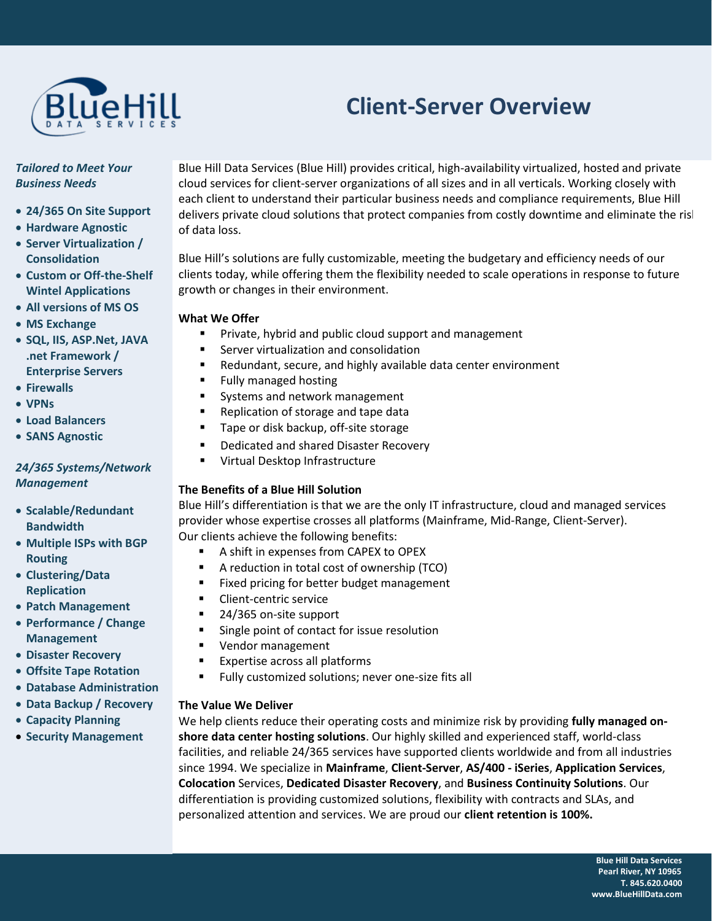# Client-Server Overview

*Tailored to Meet Your Business Needs*

- **24/365 On Site Support**
- **Hardware Agnostic**
- **Server Virtualization / Consolidation**
- **Custom or Off-the-Shelf Wintel Applications**
- **All versions of MS OS**
- **MS Exchange**
- **SQL, IIS, ASP.Net, JAVA .net Framework / Enterprise Servers**
- **Firewalls**
- **VPNs**
- **Load Balancers**
- **SANS Agnostic**

*24/365 Systems/Network Management*

- **Scalable/Redundant Bandwidth**
- **Multiple ISPs with BGP Routing**
- **Clustering/Data Replication**
- **Patch Management**
- **Performance / Change Management**
- **Disaster Recovery**
- **Offsite Tape Rotation**
- **Database Administration**
- **Data Backup / Recovery**
- **Capacity Planning**
- **Security Management**

Blue Hill Data Services (Blue Hill) provides critical, high-availability virtualized, hosted and private cloud services for client-server organizations of all sizes and in all verticals. Working closely with each client to understand their particular business needs and compliance requirements, Blue Hill delivers private cloud solutions that protect companies from costly downtime and eliminate the risk of data loss.

Blue Hill's solutions are fully customizable, meeting the budgetary and efficiency needs of our clients today, while offering them the flexibility needed to scale operations in response to future growth or changes in their environment.

**What We Offer**

- Private, hybrid and public cloud support and management
- Server virtualization and consolidation
- Redundant, secure, and highly available data center environment
- Fully managed hosting
- Systems and network management
- Replication of storage and tape data
- Tape or disk backup, off-site storage
- Dedicated and shared Disaster Recovery
- Virtual Desktop Infrastructure

**The Benefits of a Blue Hill Solution**

Blue Hill's differentiation is that we are the only IT infrastructure, cloud and managed services provider whose expertise crosses all platforms (Mainframe, Mid-Range, Client-Server). Our clients achieve the following benefits:

- A shift in expenses from CAPEX to OPEX
- A reduction in total cost of ownership (TCO)
- Fixed pricing for better budget management
- Client-centric service
- 24/365 on-site support
- Single point of contact for issue resolution
- Vendor management
- Expertise across all platforms
- Fully customized solutions; never one-size fits all

**The Value We Deliver**

We help clients reduce their operating costs and minimize risk by providing **fully managed on-shore data center hosting solutions**. Our highly skilled and experienced staff, world-class facilities, and reliable 24/365 services have supported clients worldwide and from all industries since 1994. We specialize in **Mainframe**, **Client-Server**, **AS/400 - iSeries**, **Application Services**, **Colocation** Services, **Dedicated Disaster Recovery**, and **Business Continuity Solutions**. Our differentiation is providing customized solutions, flexibility with contracts and SLAs, and personalized attention and services. We are proud our **client retention is 100%.**

**Blue Hill Data Services**
**Pearl River, NY 10965**
**T. 845.620.0400**
**www.BlueHillData.com**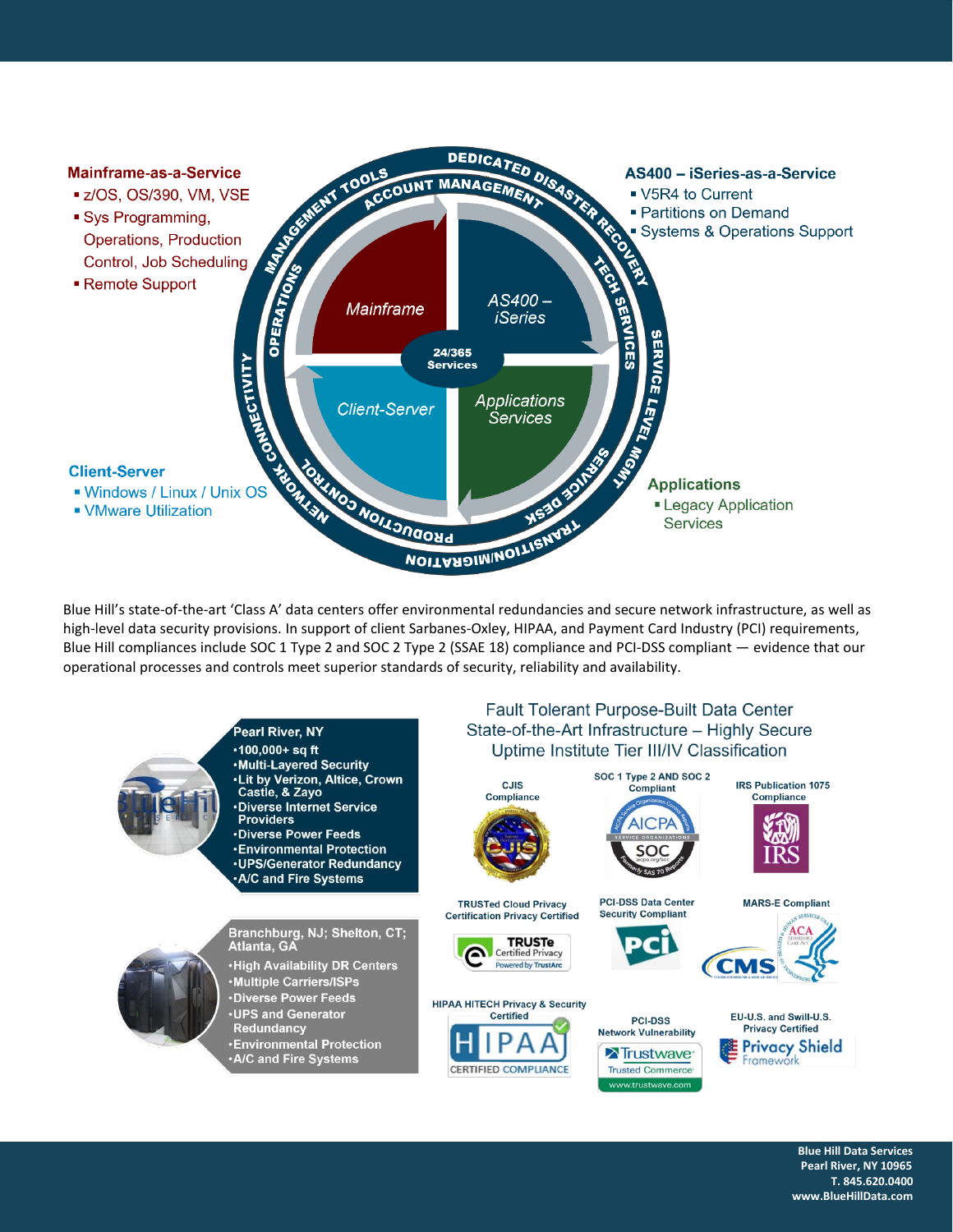**Mainframe-as-a-Service**

- z/OS, OS/390, VM, VSE
- Sys Programming, Operations, Production Control, Job Scheduling
- Remote Support

**AS400 – iSeries-as-a-Service**

- V5R4 to Current
- Partitions on Demand
- Systems & Operations Support

DEDICATED DISASTER RECOVERY
ACCOUNT MANAGEMENT
MANAGEMENT TOOLS
OPERATIONS
TECH SERVICES
SERVICE LEVEL MGMT
NETWORK CONNECTIVITY
PRODUCTION CONTROL
SERVICE DESK
TRANSITION/MIGRATION

Mainframe
AS400 – iSeries
24/365 Services
Client-Server
Applications Services

**Client-Server**

- Windows / Linux / Unix OS
- VMware Utilization

**Applications**

- Legacy Application Services

Blue Hill's state-of-the-art 'Class A' data centers offer environmental redundancies and secure network infrastructure, as well as high-level data security provisions. In support of client Sarbanes-Oxley, HIPAA, and Payment Card Industry (PCI) requirements, Blue Hill compliances include SOC 1 Type 2 and SOC 2 Type 2 (SSAE 18) compliance and PCI-DSS compliant — evidence that our operational processes and controls meet superior standards of security, reliability and availability.

**Pearl River, NY**

- 100,000+ sq ft
- Multi-Layered Security
- Lit by Verizon, Altice, Crown Castle, & Zayo
- Diverse Internet Service Providers
- Diverse Power Feeds
- Environmental Protection
- UPS/Generator Redundancy
- A/C and Fire Systems

**Branchburg, NJ; Shelton, CT; Atlanta, GA**

- High Availability DR Centers
- Multiple Carriers/ISPs
- Diverse Power Feeds
- UPS and Generator Redundancy
- Environmental Protection
- A/C and Fire Systems

## Fault Tolerant Purpose-Built Data Center
## State-of-the-Art Infrastructure – Highly Secure
## Uptime Institute Tier III/IV Classification

CJIS Compliance

SOC 1 Type 2 AND SOC 2 Compliant

IRS Publication 1075 Compliance

TRUSTed Cloud Privacy Certification Privacy Certified

PCI-DSS Data Center Security Compliant

MARS-E Compliant

HIPAA HITECH Privacy & Security Certified

PCI-DSS Network Vulnerability

EU-U.S. and Swill-U.S. Privacy Certified

Blue Hill Data Services
Pearl River, NY 10965
T. 845.620.0400
www.BlueHillData.com